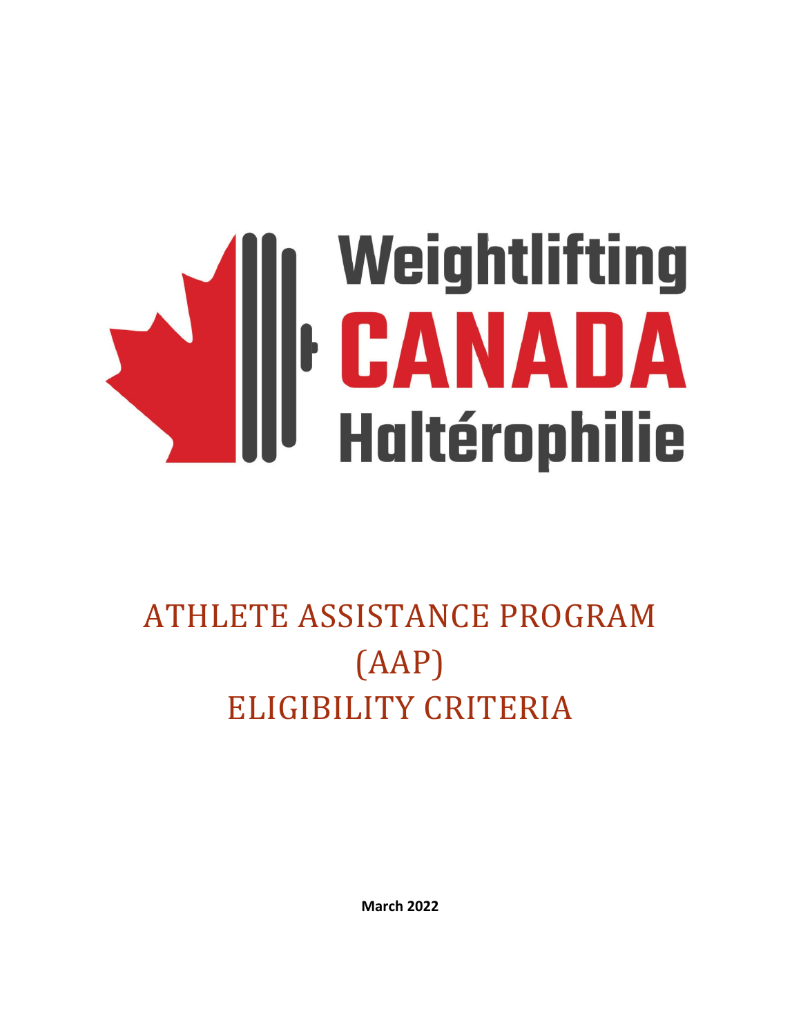Weightlifting CANADA Haltérophilie

# ATHLETE ASSISTANCE PROGRAM (AAP) ELIGIBILITY CRITERIA

**March 2022**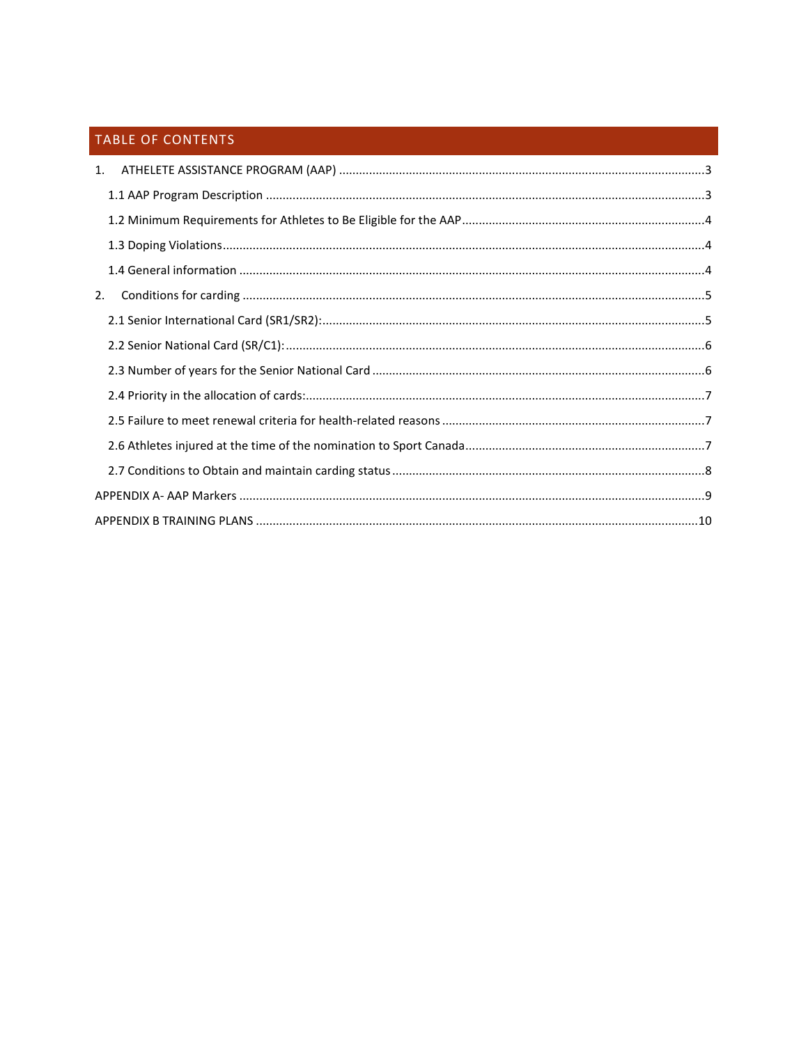# TABLE OF CONTENTS

1. ATHELETE ASSISTANCE PROGRAM (AAP) ....................................................................................................3
   - 1.1 AAP Program Description ....................................................................................................3
   - 1.2 Minimum Requirements for Athletes to Be Eligible for the AAP....................................................4
   - 1.3 Doping Violations....................................................................................................4
   - 1.4 General information ....................................................................................................4
2. Conditions for carding ....................................................................................................5
   - 2.1 Senior International Card (SR1/SR2):....................................................................................................5
   - 2.2 Senior National Card (SR/C1):....................................................................................................6
   - 2.3 Number of years for the Senior National Card ....................................................................................................6
   - 2.4 Priority in the allocation of cards:....................................................................................................7
   - 2.5 Failure to meet renewal criteria for health-related reasons ....................................................................................................7
   - 2.6 Athletes injured at the time of the nomination to Sport Canada....................................................................................................7
   - 2.7 Conditions to Obtain and maintain carding status ....................................................................................................8

APPENDIX A- AAP Markers ....................................................................................................9

APPENDIX B TRAINING PLANS ....................................................................................................10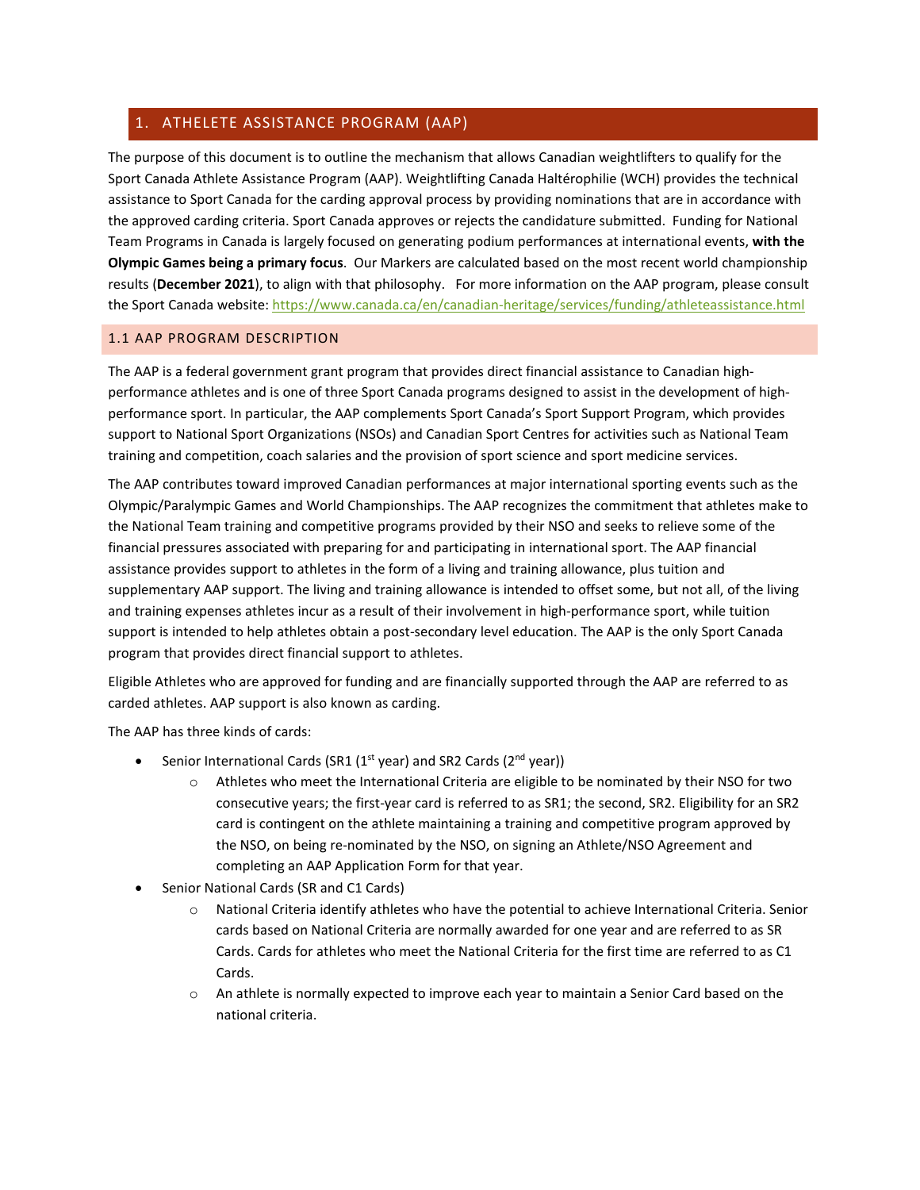## 1. ATHELETE ASSISTANCE PROGRAM (AAP)

The purpose of this document is to outline the mechanism that allows Canadian weightlifters to qualify for the Sport Canada Athlete Assistance Program (AAP). Weightlifting Canada Haltérophilie (WCH) provides the technical assistance to Sport Canada for the carding approval process by providing nominations that are in accordance with the approved carding criteria. Sport Canada approves or rejects the candidature submitted. Funding for National Team Programs in Canada is largely focused on generating podium performances at international events, **with the Olympic Games being a primary focus**. Our Markers are calculated based on the most recent world championship results (**December 2021**), to align with that philosophy. For more information on the AAP program, please consult the Sport Canada website: https://www.canada.ca/en/canadian-heritage/services/funding/athleteassistance.html

### 1.1 AAP PROGRAM DESCRIPTION

The AAP is a federal government grant program that provides direct financial assistance to Canadian high-performance athletes and is one of three Sport Canada programs designed to assist in the development of high-performance sport. In particular, the AAP complements Sport Canada's Sport Support Program, which provides support to National Sport Organizations (NSOs) and Canadian Sport Centres for activities such as National Team training and competition, coach salaries and the provision of sport science and sport medicine services.

The AAP contributes toward improved Canadian performances at major international sporting events such as the Olympic/Paralympic Games and World Championships. The AAP recognizes the commitment that athletes make to the National Team training and competitive programs provided by their NSO and seeks to relieve some of the financial pressures associated with preparing for and participating in international sport. The AAP financial assistance provides support to athletes in the form of a living and training allowance, plus tuition and supplementary AAP support. The living and training allowance is intended to offset some, but not all, of the living and training expenses athletes incur as a result of their involvement in high-performance sport, while tuition support is intended to help athletes obtain a post-secondary level education. The AAP is the only Sport Canada program that provides direct financial support to athletes.

Eligible Athletes who are approved for funding and are financially supported through the AAP are referred to as carded athletes. AAP support is also known as carding.

The AAP has three kinds of cards:

- Senior International Cards (SR1 (1st year) and SR2 Cards (2nd year))
  - Athletes who meet the International Criteria are eligible to be nominated by their NSO for two consecutive years; the first-year card is referred to as SR1; the second, SR2. Eligibility for an SR2 card is contingent on the athlete maintaining a training and competitive program approved by the NSO, on being re-nominated by the NSO, on signing an Athlete/NSO Agreement and completing an AAP Application Form for that year.
- Senior National Cards (SR and C1 Cards)
  - National Criteria identify athletes who have the potential to achieve International Criteria. Senior cards based on National Criteria are normally awarded for one year and are referred to as SR Cards. Cards for athletes who meet the National Criteria for the first time are referred to as C1 Cards.
  - An athlete is normally expected to improve each year to maintain a Senior Card based on the national criteria.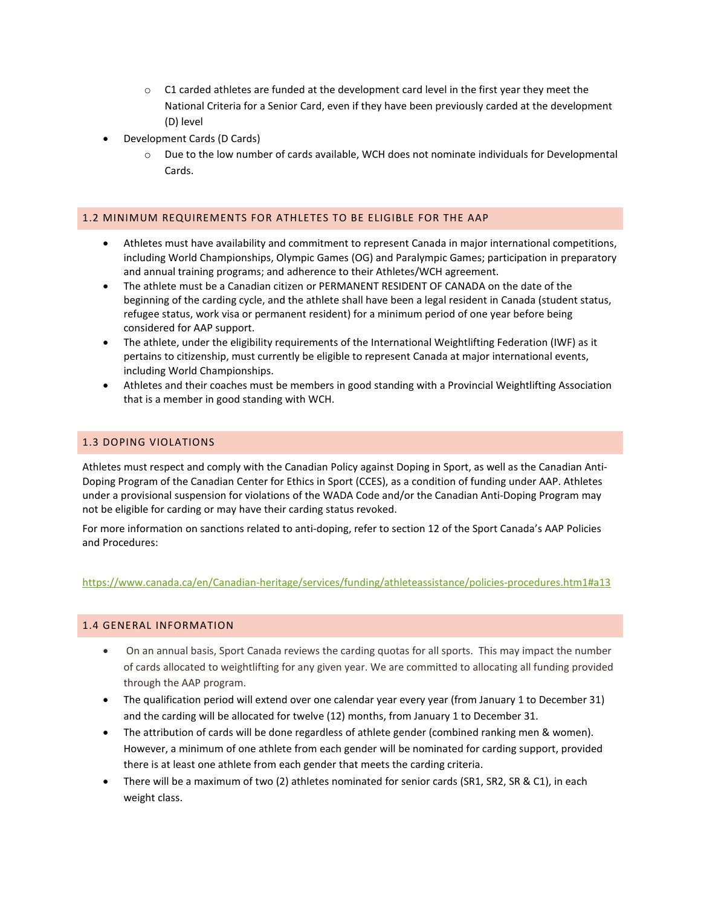- C1 carded athletes are funded at the development card level in the first year they meet the National Criteria for a Senior Card, even if they have been previously carded at the development (D) level
- Development Cards (D Cards)
    - Due to the low number of cards available, WCH does not nominate individuals for Developmental Cards.

## 1.2 MINIMUM REQUIREMENTS FOR ATHLETES TO BE ELIGIBLE FOR THE AAP

- Athletes must have availability and commitment to represent Canada in major international competitions, including World Championships, Olympic Games (OG) and Paralympic Games; participation in preparatory and annual training programs; and adherence to their Athletes/WCH agreement.
- The athlete must be a Canadian citizen or PERMANENT RESIDENT OF CANADA on the date of the beginning of the carding cycle, and the athlete shall have been a legal resident in Canada (student status, refugee status, work visa or permanent resident) for a minimum period of one year before being considered for AAP support.
- The athlete, under the eligibility requirements of the International Weightlifting Federation (IWF) as it pertains to citizenship, must currently be eligible to represent Canada at major international events, including World Championships.
- Athletes and their coaches must be members in good standing with a Provincial Weightlifting Association that is a member in good standing with WCH.

## 1.3 DOPING VIOLATIONS

Athletes must respect and comply with the Canadian Policy against Doping in Sport, as well as the Canadian Anti-Doping Program of the Canadian Center for Ethics in Sport (CCES), as a condition of funding under AAP. Athletes under a provisional suspension for violations of the WADA Code and/or the Canadian Anti-Doping Program may not be eligible for carding or may have their carding status revoked.

For more information on sanctions related to anti-doping, refer to section 12 of the Sport Canada's AAP Policies and Procedures:

https://www.canada.ca/en/Canadian-heritage/services/funding/athleteassistance/policies-procedures.htm1#a13

## 1.4 GENERAL INFORMATION

- On an annual basis, Sport Canada reviews the carding quotas for all sports. This may impact the number of cards allocated to weightlifting for any given year. We are committed to allocating all funding provided through the AAP program.
- The qualification period will extend over one calendar year every year (from January 1 to December 31) and the carding will be allocated for twelve (12) months, from January 1 to December 31.
- The attribution of cards will be done regardless of athlete gender (combined ranking men & women). However, a minimum of one athlete from each gender will be nominated for carding support, provided there is at least one athlete from each gender that meets the carding criteria.
- There will be a maximum of two (2) athletes nominated for senior cards (SR1, SR2, SR & C1), in each weight class.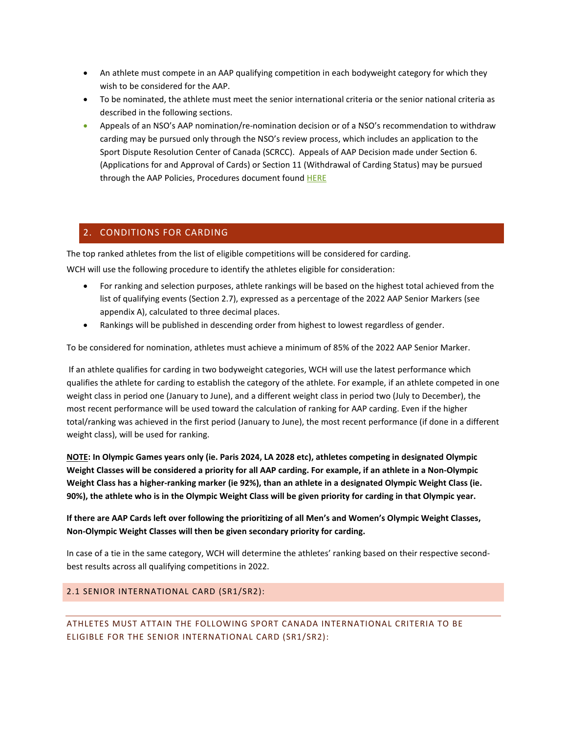- An athlete must compete in an AAP qualifying competition in each bodyweight category for which they wish to be considered for the AAP.
- To be nominated, the athlete must meet the senior international criteria or the senior national criteria as described in the following sections.
- Appeals of an NSO's AAP nomination/re-nomination decision or of a NSO's recommendation to withdraw carding may be pursued only through the NSO's review process, which includes an application to the Sport Dispute Resolution Center of Canada (SCRCC). Appeals of AAP Decision made under Section 6. (Applications for and Approval of Cards) or Section 11 (Withdrawal of Carding Status) may be pursued through the AAP Policies, Procedures document found HERE

## 2. CONDITIONS FOR CARDING

The top ranked athletes from the list of eligible competitions will be considered for carding.

WCH will use the following procedure to identify the athletes eligible for consideration:

- For ranking and selection purposes, athlete rankings will be based on the highest total achieved from the list of qualifying events (Section 2.7), expressed as a percentage of the 2022 AAP Senior Markers (see appendix A), calculated to three decimal places.
- Rankings will be published in descending order from highest to lowest regardless of gender.

To be considered for nomination, athletes must achieve a minimum of 85% of the 2022 AAP Senior Marker.

If an athlete qualifies for carding in two bodyweight categories, WCH will use the latest performance which qualifies the athlete for carding to establish the category of the athlete. For example, if an athlete competed in one weight class in period one (January to June), and a different weight class in period two (July to December), the most recent performance will be used toward the calculation of ranking for AAP carding. Even if the higher total/ranking was achieved in the first period (January to June), the most recent performance (if done in a different weight class), will be used for ranking.

**NOTE: In Olympic Games years only (ie. Paris 2024, LA 2028 etc), athletes competing in designated Olympic Weight Classes will be considered a priority for all AAP carding. For example, if an athlete in a Non-Olympic Weight Class has a higher-ranking marker (ie 92%), than an athlete in a designated Olympic Weight Class (ie. 90%), the athlete who is in the Olympic Weight Class will be given priority for carding in that Olympic year.**

**If there are AAP Cards left over following the prioritizing of all Men's and Women's Olympic Weight Classes, Non-Olympic Weight Classes will then be given secondary priority for carding.**

In case of a tie in the same category, WCH will determine the athletes' ranking based on their respective second-best results across all qualifying competitions in 2022.

### 2.1 SENIOR INTERNATIONAL CARD (SR1/SR2):

#### ATHLETES MUST ATTAIN THE FOLLOWING SPORT CANADA INTERNATIONAL CRITERIA TO BE ELIGIBLE FOR THE SENIOR INTERNATIONAL CARD (SR1/SR2):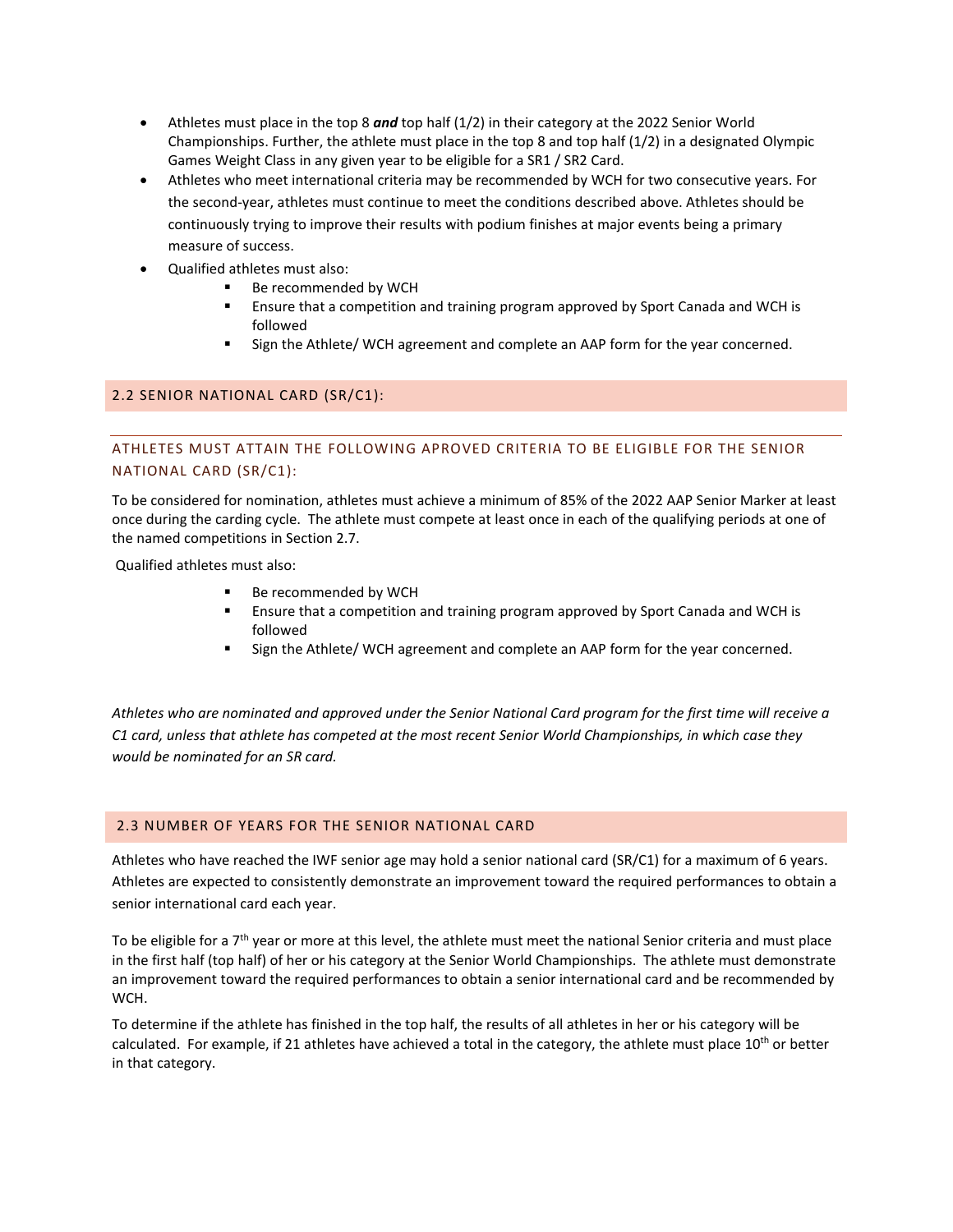- Athletes must place in the top 8 ***and*** top half (1/2) in their category at the 2022 Senior World Championships. Further, the athlete must place in the top 8 and top half (1/2) in a designated Olympic Games Weight Class in any given year to be eligible for a SR1 / SR2 Card.
- Athletes who meet international criteria may be recommended by WCH for two consecutive years. For the second-year, athletes must continue to meet the conditions described above. Athletes should be continuously trying to improve their results with podium finishes at major events being a primary measure of success.
- Qualified athletes must also:
  - Be recommended by WCH
  - Ensure that a competition and training program approved by Sport Canada and WCH is followed
  - Sign the Athlete/ WCH agreement and complete an AAP form for the year concerned.

## 2.2 SENIOR NATIONAL CARD (SR/C1):

### ATHLETES MUST ATTAIN THE FOLLOWING APROVED CRITERIA TO BE ELIGIBLE FOR THE SENIOR NATIONAL CARD (SR/C1):

To be considered for nomination, athletes must achieve a minimum of 85% of the 2022 AAP Senior Marker at least once during the carding cycle. The athlete must compete at least once in each of the qualifying periods at one of the named competitions in Section 2.7.

Qualified athletes must also:

- Be recommended by WCH
- Ensure that a competition and training program approved by Sport Canada and WCH is followed
- Sign the Athlete/ WCH agreement and complete an AAP form for the year concerned.

*Athletes who are nominated and approved under the Senior National Card program for the first time will receive a C1 card, unless that athlete has competed at the most recent Senior World Championships, in which case they would be nominated for an SR card.*

## 2.3 NUMBER OF YEARS FOR THE SENIOR NATIONAL CARD

Athletes who have reached the IWF senior age may hold a senior national card (SR/C1) for a maximum of 6 years. Athletes are expected to consistently demonstrate an improvement toward the required performances to obtain a senior international card each year.

To be eligible for a 7th year or more at this level, the athlete must meet the national Senior criteria and must place in the first half (top half) of her or his category at the Senior World Championships. The athlete must demonstrate an improvement toward the required performances to obtain a senior international card and be recommended by WCH.

To determine if the athlete has finished in the top half, the results of all athletes in her or his category will be calculated. For example, if 21 athletes have achieved a total in the category, the athlete must place 10th or better in that category.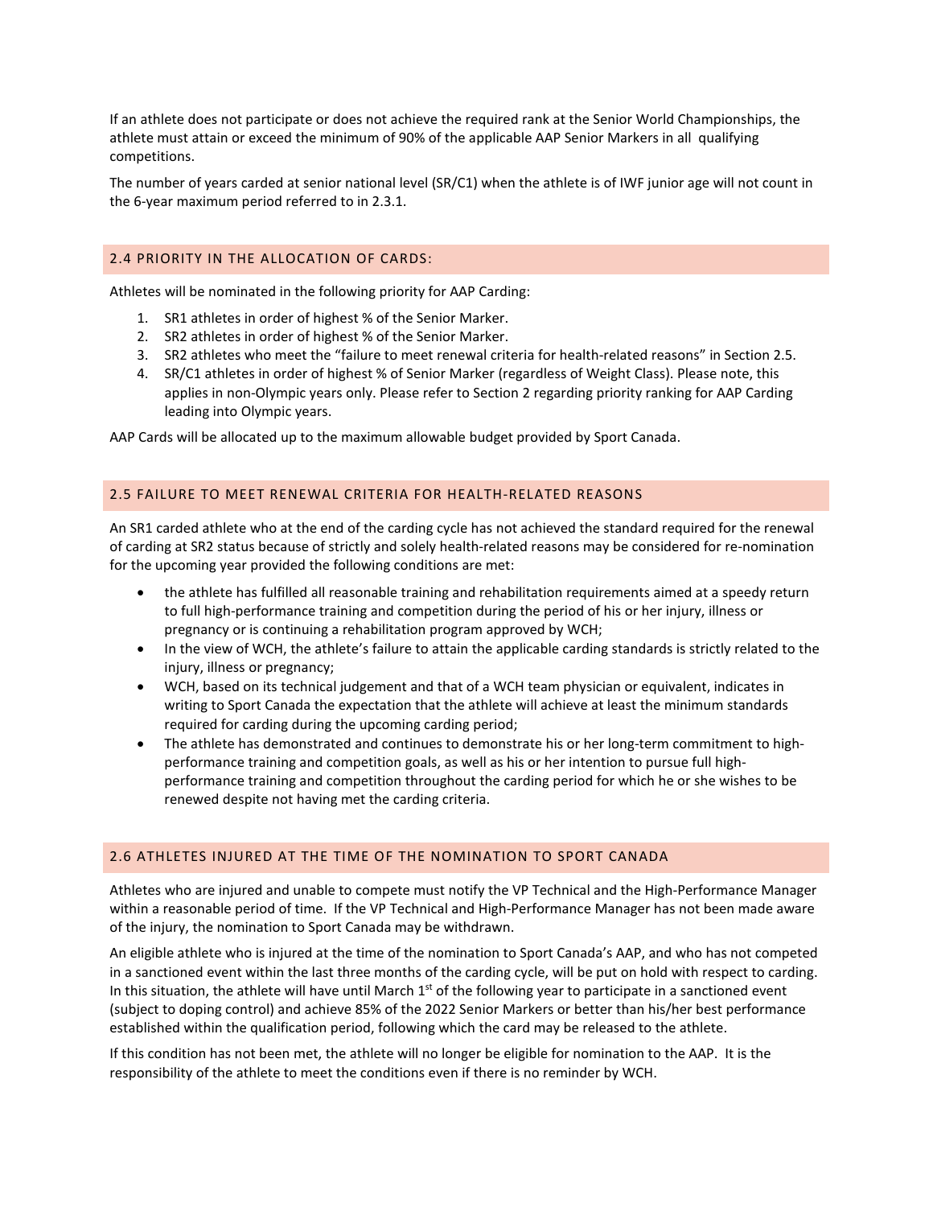If an athlete does not participate or does not achieve the required rank at the Senior World Championships, the athlete must attain or exceed the minimum of 90% of the applicable AAP Senior Markers in all qualifying competitions.

The number of years carded at senior national level (SR/C1) when the athlete is of IWF junior age will not count in the 6-year maximum period referred to in 2.3.1.

## 2.4 PRIORITY IN THE ALLOCATION OF CARDS:

Athletes will be nominated in the following priority for AAP Carding:

1. SR1 athletes in order of highest % of the Senior Marker.
2. SR2 athletes in order of highest % of the Senior Marker.
3. SR2 athletes who meet the "failure to meet renewal criteria for health-related reasons" in Section 2.5.
4. SR/C1 athletes in order of highest % of Senior Marker (regardless of Weight Class). Please note, this applies in non-Olympic years only. Please refer to Section 2 regarding priority ranking for AAP Carding leading into Olympic years.

AAP Cards will be allocated up to the maximum allowable budget provided by Sport Canada.

## 2.5 FAILURE TO MEET RENEWAL CRITERIA FOR HEALTH-RELATED REASONS

An SR1 carded athlete who at the end of the carding cycle has not achieved the standard required for the renewal of carding at SR2 status because of strictly and solely health-related reasons may be considered for re-nomination for the upcoming year provided the following conditions are met:

- the athlete has fulfilled all reasonable training and rehabilitation requirements aimed at a speedy return to full high-performance training and competition during the period of his or her injury, illness or pregnancy or is continuing a rehabilitation program approved by WCH;
- In the view of WCH, the athlete's failure to attain the applicable carding standards is strictly related to the injury, illness or pregnancy;
- WCH, based on its technical judgement and that of a WCH team physician or equivalent, indicates in writing to Sport Canada the expectation that the athlete will achieve at least the minimum standards required for carding during the upcoming carding period;
- The athlete has demonstrated and continues to demonstrate his or her long-term commitment to high-performance training and competition goals, as well as his or her intention to pursue full high-performance training and competition throughout the carding period for which he or she wishes to be renewed despite not having met the carding criteria.

## 2.6 ATHLETES INJURED AT THE TIME OF THE NOMINATION TO SPORT CANADA

Athletes who are injured and unable to compete must notify the VP Technical and the High-Performance Manager within a reasonable period of time. If the VP Technical and High-Performance Manager has not been made aware of the injury, the nomination to Sport Canada may be withdrawn.

An eligible athlete who is injured at the time of the nomination to Sport Canada's AAP, and who has not competed in a sanctioned event within the last three months of the carding cycle, will be put on hold with respect to carding. In this situation, the athlete will have until March 1st of the following year to participate in a sanctioned event (subject to doping control) and achieve 85% of the 2022 Senior Markers or better than his/her best performance established within the qualification period, following which the card may be released to the athlete.

If this condition has not been met, the athlete will no longer be eligible for nomination to the AAP. It is the responsibility of the athlete to meet the conditions even if there is no reminder by WCH.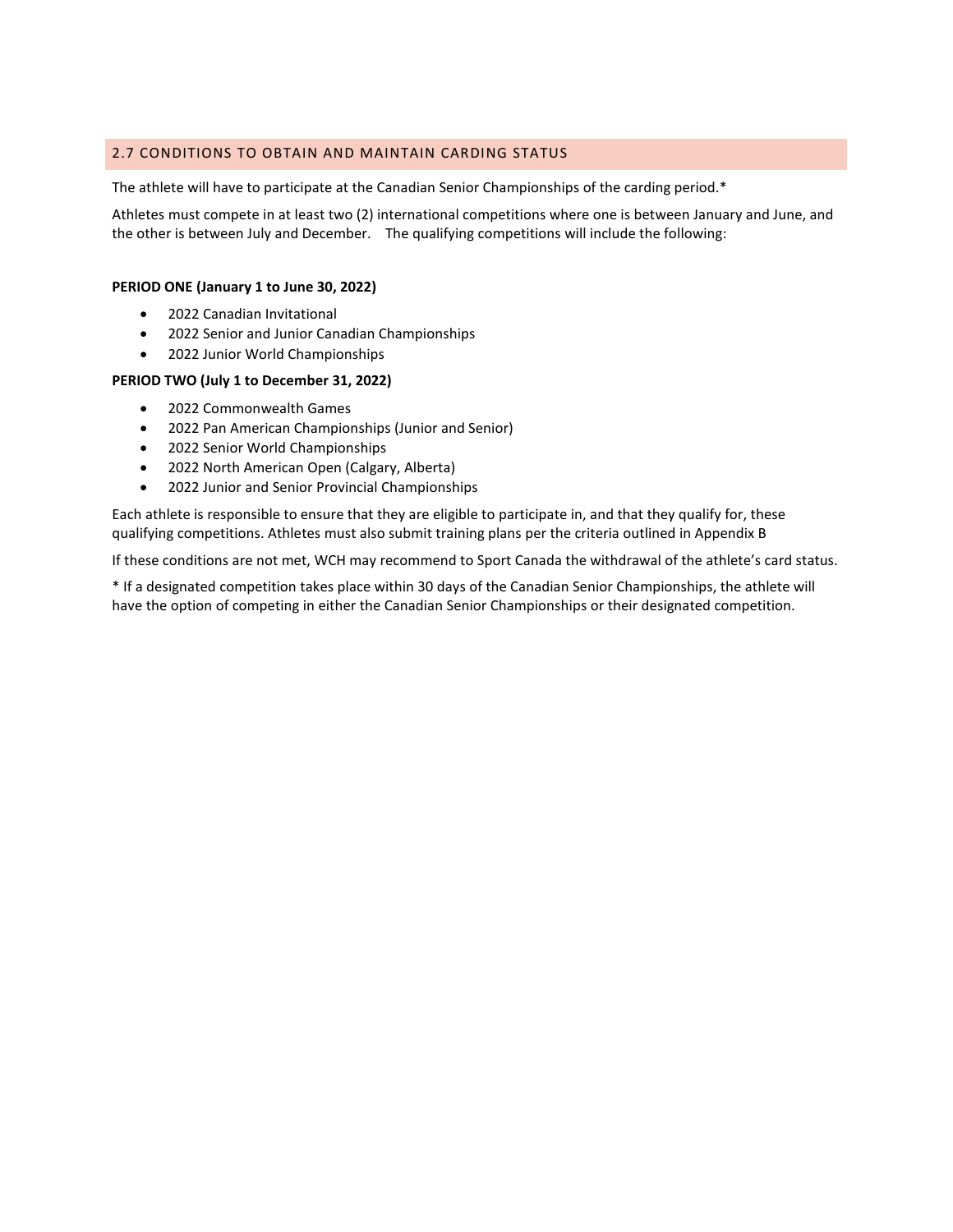## 2.7 CONDITIONS TO OBTAIN AND MAINTAIN CARDING STATUS

The athlete will have to participate at the Canadian Senior Championships of the carding period.*

Athletes must compete in at least two (2) international competitions where one is between January and June, and the other is between July and December. The qualifying competitions will include the following:

**PERIOD ONE (January 1 to June 30, 2022)**

- 2022 Canadian Invitational
- 2022 Senior and Junior Canadian Championships
- 2022 Junior World Championships

**PERIOD TWO (July 1 to December 31, 2022)**

- 2022 Commonwealth Games
- 2022 Pan American Championships (Junior and Senior)
- 2022 Senior World Championships
- 2022 North American Open (Calgary, Alberta)
- 2022 Junior and Senior Provincial Championships

Each athlete is responsible to ensure that they are eligible to participate in, and that they qualify for, these qualifying competitions. Athletes must also submit training plans per the criteria outlined in Appendix B

If these conditions are not met, WCH may recommend to Sport Canada the withdrawal of the athlete's card status.

* If a designated competition takes place within 30 days of the Canadian Senior Championships, the athlete will have the option of competing in either the Canadian Senior Championships or their designated competition.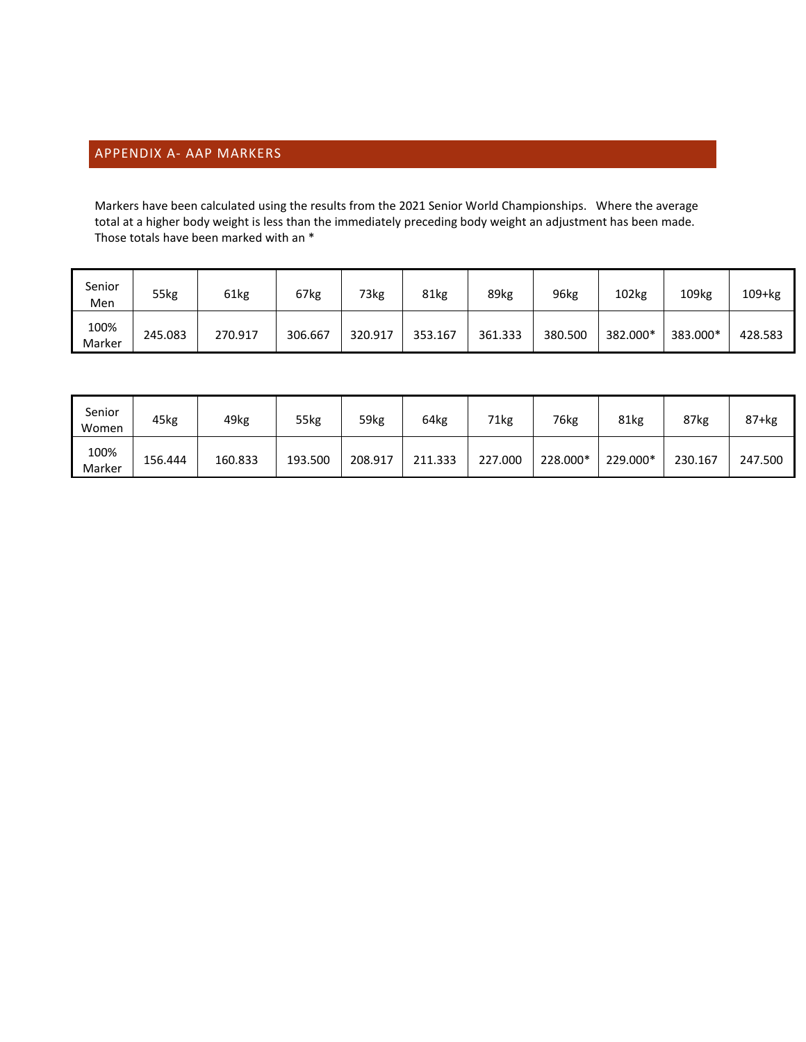## APPENDIX A- AAP MARKERS

Markers have been calculated using the results from the 2021 Senior World Championships. Where the average total at a higher body weight is less than the immediately preceding body weight an adjustment has been made. Those totals have been marked with an *

| Senior Men | 55kg | 61kg | 67kg | 73kg | 81kg | 89kg | 96kg | 102kg | 109kg | 109+kg |
|---|---|---|---|---|---|---|---|---|---|---|
| 100% Marker | 245.083 | 270.917 | 306.667 | 320.917 | 353.167 | 361.333 | 380.500 | 382.000* | 383.000* | 428.583 |

| Senior Women | 45kg | 49kg | 55kg | 59kg | 64kg | 71kg | 76kg | 81kg | 87kg | 87+kg |
|---|---|---|---|---|---|---|---|---|---|---|
| 100% Marker | 156.444 | 160.833 | 193.500 | 208.917 | 211.333 | 227.000 | 228.000* | 229.000* | 230.167 | 247.500 |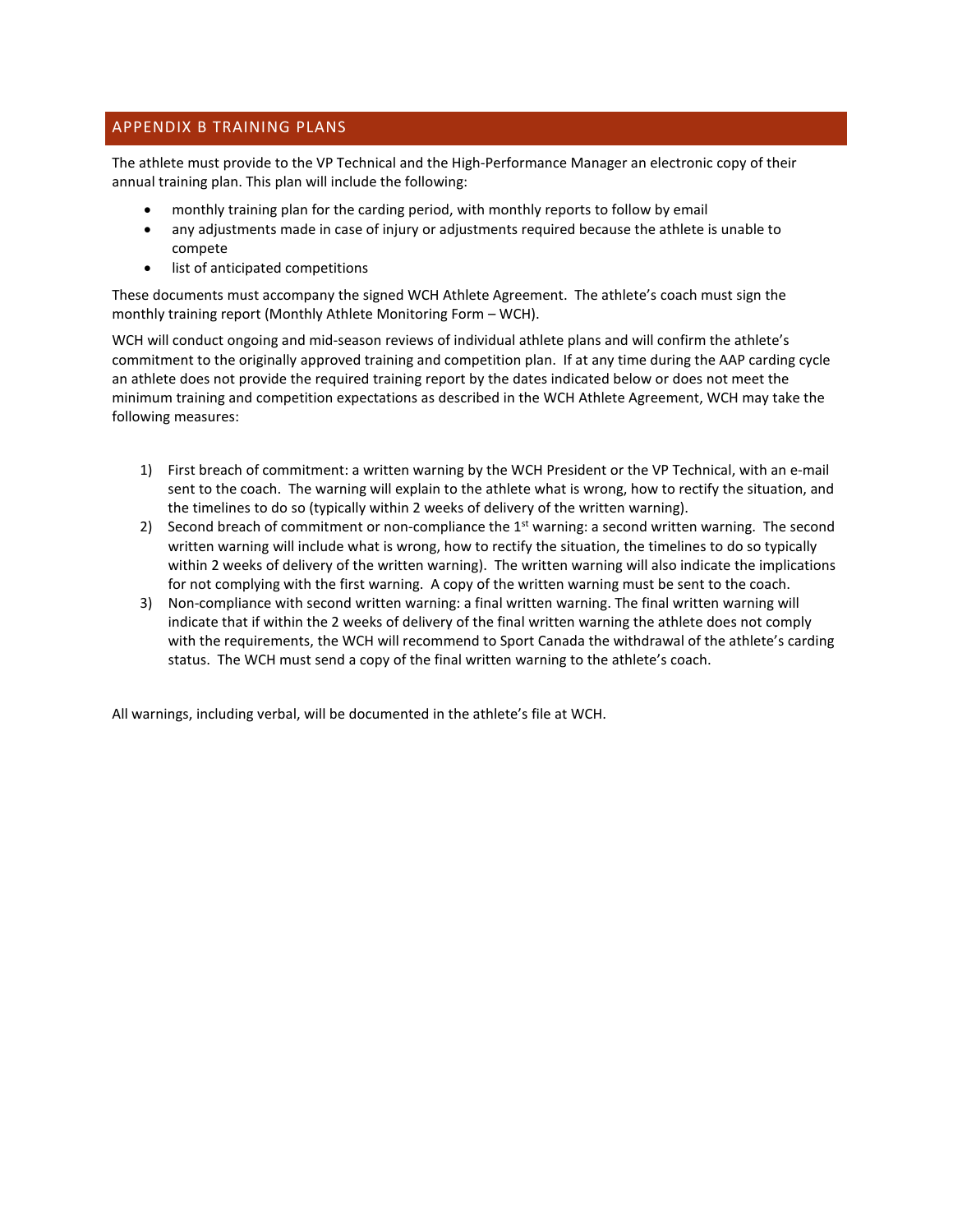## APPENDIX B TRAINING PLANS

The athlete must provide to the VP Technical and the High-Performance Manager an electronic copy of their annual training plan. This plan will include the following:

- monthly training plan for the carding period, with monthly reports to follow by email
- any adjustments made in case of injury or adjustments required because the athlete is unable to compete
- list of anticipated competitions

These documents must accompany the signed WCH Athlete Agreement. The athlete's coach must sign the monthly training report (Monthly Athlete Monitoring Form – WCH).

WCH will conduct ongoing and mid-season reviews of individual athlete plans and will confirm the athlete's commitment to the originally approved training and competition plan. If at any time during the AAP carding cycle an athlete does not provide the required training report by the dates indicated below or does not meet the minimum training and competition expectations as described in the WCH Athlete Agreement, WCH may take the following measures:

1) First breach of commitment: a written warning by the WCH President or the VP Technical, with an e-mail sent to the coach. The warning will explain to the athlete what is wrong, how to rectify the situation, and the timelines to do so (typically within 2 weeks of delivery of the written warning).
2) Second breach of commitment or non-compliance the 1st warning: a second written warning. The second written warning will include what is wrong, how to rectify the situation, the timelines to do so typically within 2 weeks of delivery of the written warning). The written warning will also indicate the implications for not complying with the first warning. A copy of the written warning must be sent to the coach.
3) Non-compliance with second written warning: a final written warning. The final written warning will indicate that if within the 2 weeks of delivery of the final written warning the athlete does not comply with the requirements, the WCH will recommend to Sport Canada the withdrawal of the athlete's carding status. The WCH must send a copy of the final written warning to the athlete's coach.

All warnings, including verbal, will be documented in the athlete's file at WCH.